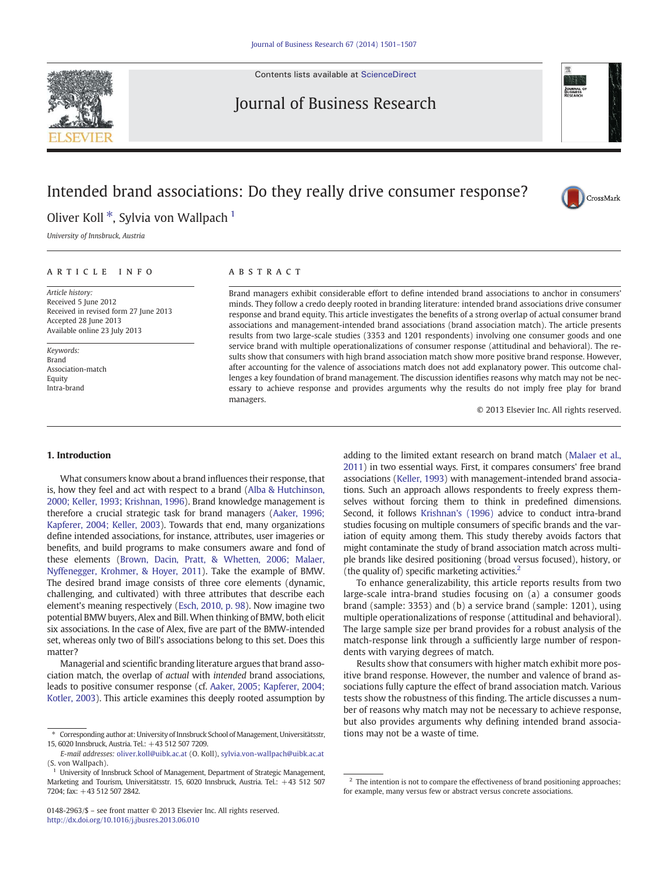Contents lists available at ScienceDirect

Journal of Business Research

# Intended brand associations: Do they really drive consumer response?

Oliver Koll [*], Sylvia von Wallpach [1]

*University of Innsbruck, Austria*

A R T I C L E I N F O

*Article history:*
Received 5 June 2012
Received in revised form 27 June 2013
Accepted 28 June 2013
Available online 23 July 2013

*Keywords:*
Brand
Association-match
Equity
Intra-brand

A B S T R A C T

Brand managers exhibit considerable effort to define intended brand associations to anchor in consumers' minds. They follow a credo deeply rooted in branding literature: intended brand associations drive consumer response and brand equity. This article investigates the benefits of a strong overlap of actual consumer brand associations and management-intended brand associations (brand association match). The article presents results from two large-scale studies (3353 and 1201 respondents) involving one consumer goods and one service brand with multiple operationalizations of consumer response (attitudinal and behavioral). The results show that consumers with high brand association match show more positive brand response. However, after accounting for the valence of associations match does not add explanatory power. This outcome challenges a key foundation of brand management. The discussion identifies reasons why match may not be necessary to achieve response and provides arguments why the results do not imply free play for brand managers.

© 2013 Elsevier Inc. All rights reserved.

## 1. Introduction

What consumers know about a brand influences their response, that is, how they feel and act with respect to a brand (Alba & Hutchinson, 2000; Keller, 1993; Krishnan, 1996). Brand knowledge management is therefore a crucial strategic task for brand managers (Aaker, 1996; Kapferer, 2004; Keller, 2003). Towards that end, many organizations define intended associations, for instance, attributes, user imageries or benefits, and build programs to make consumers aware and fond of these elements (Brown, Dacin, Pratt, & Whetten, 2006; Malaer, Nyffenegger, Krohmer, & Hoyer, 2011). Take the example of BMW. The desired brand image consists of three core elements (dynamic, challenging, and cultivated) with three attributes that describe each element's meaning respectively (Esch, 2010, p. 98). Now imagine two potential BMW buyers, Alex and Bill. When thinking of BMW, both elicit six associations. In the case of Alex, five are part of the BMW-intended set, whereas only two of Bill's associations belong to this set. Does this matter?

Managerial and scientific branding literature argues that brand association match, the overlap of *actual* with *intended* brand associations, leads to positive consumer response (cf. Aaker, 2005; Kapferer, 2004; Kotler, 2003). This article examines this deeply rooted assumption by adding to the limited extant research on brand match (Malaer et al., 2011) in two essential ways. First, it compares consumers' free brand associations (Keller, 1993) with management-intended brand associations. Such an approach allows respondents to freely express themselves without forcing them to think in predefined dimensions. Second, it follows Krishnan's (1996) advice to conduct intra-brand studies focusing on multiple consumers of specific brands and the variation of equity among them. This study thereby avoids factors that might contaminate the study of brand association match across multiple brands like desired positioning (broad versus focused), history, or (the quality of) specific marketing activities.[2]

To enhance generalizability, this article reports results from two large-scale intra-brand studies focusing on (a) a consumer goods brand (sample: 3353) and (b) a service brand (sample: 1201), using multiple operationalizations of response (attitudinal and behavioral). The large sample size per brand provides for a robust analysis of the match-response link through a sufficiently large number of respondents with varying degrees of match.

Results show that consumers with higher match exhibit more positive brand response. However, the number and valence of brand associations fully capture the effect of brand association match. Various tests show the robustness of this finding. The article discusses a number of reasons why match may not be necessary to achieve response, but also provides arguments why defining intended brand associations may not be a waste of time.

---

[*] Corresponding author at: University of Innsbruck School of Management, Universitätsstr. 15, 6020 Innsbruck, Austria. Tel.: +43 512 507 7209.
*E-mail addresses:* oliver.koll@uibk.ac.at (O. Koll), sylvia.von-wallpach@uibk.ac.at (S. von Wallpach).
[1] University of Innsbruck School of Management, Department of Strategic Management, Marketing and Tourism, Universitätsstr. 15, 6020 Innsbruck, Austria. Tel.: +43 512 507 7204; fax: +43 512 507 2842.

[2] The intention is not to compare the effectiveness of brand positioning approaches; for example, many versus few or abstract versus concrete associations.

0148-2963/$ – see front matter © 2013 Elsevier Inc. All rights reserved.
http://dx.doi.org/10.1016/j.jbusres.2013.06.010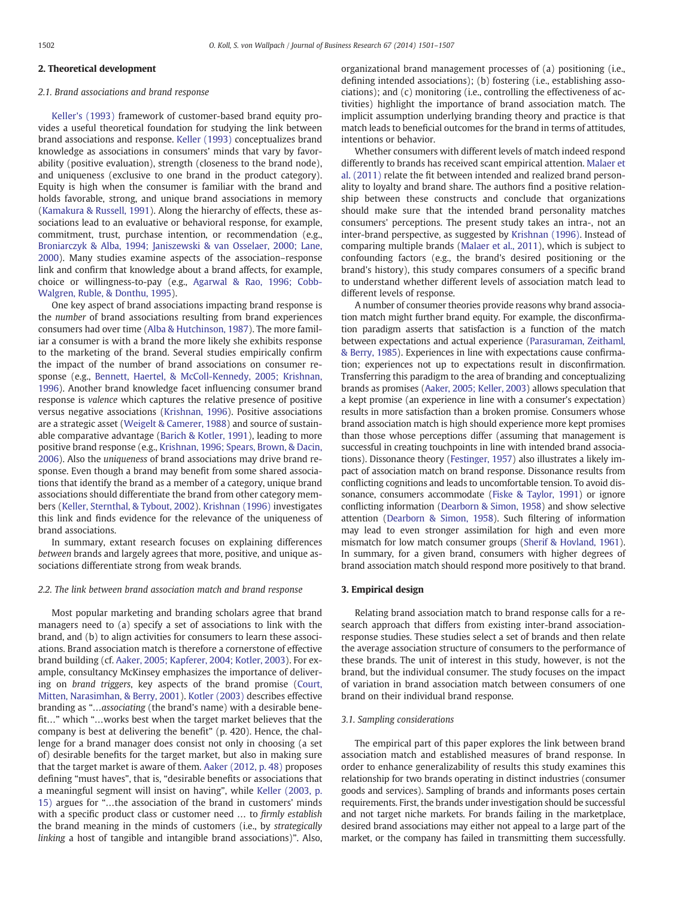## 2. Theoretical development

### 2.1. Brand associations and brand response

Keller's (1993) framework of customer-based brand equity provides a useful theoretical foundation for studying the link between brand associations and response. Keller (1993) conceptualizes brand knowledge as associations in consumers' minds that vary by favorability (positive evaluation), strength (closeness to the brand node), and uniqueness (exclusive to one brand in the product category). Equity is high when the consumer is familiar with the brand and holds favorable, strong, and unique brand associations in memory (Kamakura & Russell, 1991). Along the hierarchy of effects, these associations lead to an evaluative or behavioral response, for example, commitment, trust, purchase intention, or recommendation (e.g., Broniarczyk & Alba, 1994; Janiszewski & van Osselaer, 2000; Lane, 2000). Many studies examine aspects of the association–response link and confirm that knowledge about a brand affects, for example, choice or willingness-to-pay (e.g., Agarwal & Rao, 1996; Cobb-Walgren, Ruble, & Donthu, 1995).

One key aspect of brand associations impacting brand response is the *number* of brand associations resulting from brand experiences consumers had over time (Alba & Hutchinson, 1987). The more familiar a consumer is with a brand the more likely she exhibits response to the marketing of the brand. Several studies empirically confirm the impact of the number of brand associations on consumer response (e.g., Bennett, Haertel, & McColl-Kennedy, 2005; Krishnan, 1996). Another brand knowledge facet influencing consumer brand response is *valence* which captures the relative presence of positive versus negative associations (Krishnan, 1996). Positive associations are a strategic asset (Weigelt & Camerer, 1988) and source of sustainable comparative advantage (Barich & Kotler, 1991), leading to more positive brand response (e.g., Krishnan, 1996; Spears, Brown, & Dacin, 2006). Also the *uniqueness* of brand associations may drive brand response. Even though a brand may benefit from some shared associations that identify the brand as a member of a category, unique brand associations should differentiate the brand from other category members (Keller, Sternthal, & Tybout, 2002). Krishnan (1996) investigates this link and finds evidence for the relevance of the uniqueness of brand associations.

In summary, extant research focuses on explaining differences *between* brands and largely agrees that more, positive, and unique associations differentiate strong from weak brands.

### 2.2. The link between brand association match and brand response

Most popular marketing and branding scholars agree that brand managers need to (a) specify a set of associations to link with the brand, and (b) to align activities for consumers to learn these associations. Brand association match is therefore a cornerstone of effective brand building (cf. Aaker, 2005; Kapferer, 2004; Kotler, 2003). For example, consultancy McKinsey emphasizes the importance of delivering on *brand triggers*, key aspects of the brand promise (Court, Mitten, Narasimhan, & Berry, 2001). Kotler (2003) describes effective branding as "…*associating* (the brand's name) with a desirable benefit…" which "…works best when the target market believes that the company is best at delivering the benefit" (p. 420). Hence, the challenge for a brand manager does consist not only in choosing (a set of) desirable benefits for the target market, but also in making sure that the target market is aware of them. Aaker (2012, p. 48) proposes defining "must haves", that is, "desirable benefits or associations that a meaningful segment will insist on having", while Keller (2003, p. 15) argues for "…the association of the brand in customers' minds with a specific product class or customer need … to *firmly establish* the brand meaning in the minds of customers (i.e., by *strategically linking* a host of tangible and intangible brand associations)". Also, organizational brand management processes of (a) positioning (i.e., defining intended associations); (b) fostering (i.e., establishing associations); and (c) monitoring (i.e., controlling the effectiveness of activities) highlight the importance of brand association match. The implicit assumption underlying branding theory and practice is that match leads to beneficial outcomes for the brand in terms of attitudes, intentions or behavior.

Whether consumers with different levels of match indeed respond differently to brands has received scant empirical attention. Malaer et al. (2011) relate the fit between intended and realized brand personality to loyalty and brand share. The authors find a positive relationship between these constructs and conclude that organizations should make sure that the intended brand personality matches consumers' perceptions. The present study takes an intra-, not an inter-brand perspective, as suggested by Krishnan (1996). Instead of comparing multiple brands (Malaer et al., 2011), which is subject to confounding factors (e.g., the brand's desired positioning or the brand's history), this study compares consumers of a specific brand to understand whether different levels of association match lead to different levels of response.

A number of consumer theories provide reasons why brand association match might further brand equity. For example, the disconfirmation paradigm asserts that satisfaction is a function of the match between expectations and actual experience (Parasuraman, Zeithaml, & Berry, 1985). Experiences in line with expectations cause confirmation; experiences not up to expectations result in disconfirmation. Transferring this paradigm to the area of branding and conceptualizing brands as promises (Aaker, 2005; Keller, 2003) allows speculation that a kept promise (an experience in line with a consumer's expectation) results in more satisfaction than a broken promise. Consumers whose brand association match is high should experience more kept promises than those whose perceptions differ (assuming that management is successful in creating touchpoints in line with intended brand associations). Dissonance theory (Festinger, 1957) also illustrates a likely impact of association match on brand response. Dissonance results from conflicting cognitions and leads to uncomfortable tension. To avoid dissonance, consumers accommodate (Fiske & Taylor, 1991) or ignore conflicting information (Dearborn & Simon, 1958) and show selective attention (Dearborn & Simon, 1958). Such filtering of information may lead to even stronger assimilation for high and even more mismatch for low match consumer groups (Sherif & Hovland, 1961). In summary, for a given brand, consumers with higher degrees of brand association match should respond more positively to that brand.

## 3. Empirical design

Relating brand association match to brand response calls for a research approach that differs from existing inter-brand association-response studies. These studies select a set of brands and then relate the average association structure of consumers to the performance of these brands. The unit of interest in this study, however, is not the brand, but the individual consumer. The study focuses on the impact of variation in brand association match between consumers of one brand on their individual brand response.

### 3.1. Sampling considerations

The empirical part of this paper explores the link between brand association match and established measures of brand response. In order to enhance generalizability of results this study examines this relationship for two brands operating in distinct industries (consumer goods and services). Sampling of brands and informants poses certain requirements. First, the brands under investigation should be successful and not target niche markets. For brands failing in the marketplace, desired brand associations may either not appeal to a large part of the market, or the company has failed in transmitting them successfully.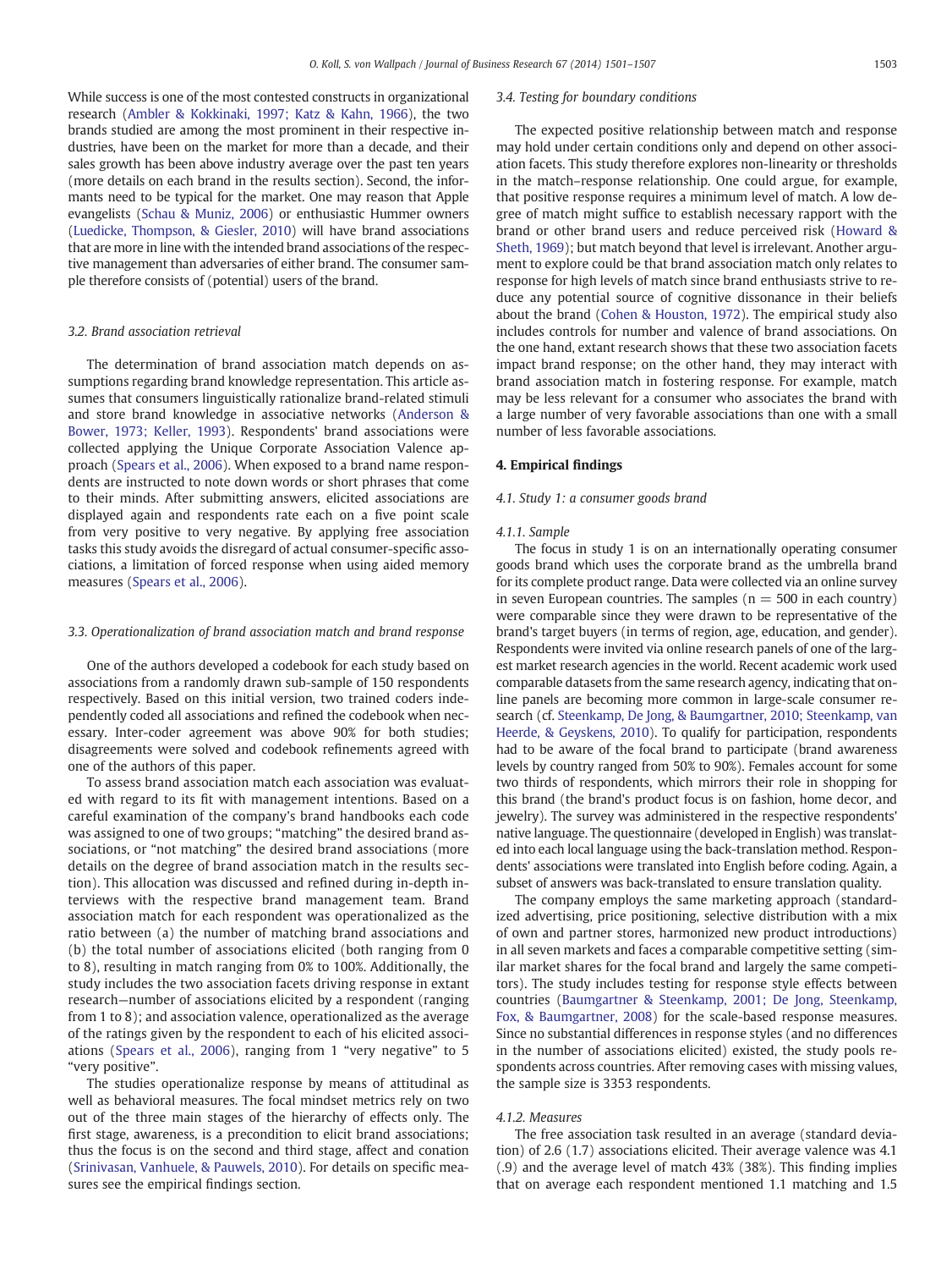While success is one of the most contested constructs in organizational research (Ambler & Kokkinaki, 1997; Katz & Kahn, 1966), the two brands studied are among the most prominent in their respective industries, have been on the market for more than a decade, and their sales growth has been above industry average over the past ten years (more details on each brand in the results section). Second, the informants need to be typical for the market. One may reason that Apple evangelists (Schau & Muniz, 2006) or enthusiastic Hummer owners (Luedicke, Thompson, & Giesler, 2010) will have brand associations that are more in line with the intended brand associations of the respective management than adversaries of either brand. The consumer sample therefore consists of (potential) users of the brand.

### 3.2. Brand association retrieval

The determination of brand association match depends on assumptions regarding brand knowledge representation. This article assumes that consumers linguistically rationalize brand-related stimuli and store brand knowledge in associative networks (Anderson & Bower, 1973; Keller, 1993). Respondents' brand associations were collected applying the Unique Corporate Association Valence approach (Spears et al., 2006). When exposed to a brand name respondents are instructed to note down words or short phrases that come to their minds. After submitting answers, elicited associations are displayed again and respondents rate each on a five point scale from very positive to very negative. By applying free association tasks this study avoids the disregard of actual consumer-specific associations, a limitation of forced response when using aided memory measures (Spears et al., 2006).

### 3.3. Operationalization of brand association match and brand response

One of the authors developed a codebook for each study based on associations from a randomly drawn sub-sample of 150 respondents respectively. Based on this initial version, two trained coders independently coded all associations and refined the codebook when necessary. Inter-coder agreement was above 90% for both studies; disagreements were solved and codebook refinements agreed with one of the authors of this paper.

To assess brand association match each association was evaluated with regard to its fit with management intentions. Based on a careful examination of the company's brand handbooks each code was assigned to one of two groups; "matching" the desired brand associations, or "not matching" the desired brand associations (more details on the degree of brand association match in the results section). This allocation was discussed and refined during in-depth interviews with the respective brand management team. Brand association match for each respondent was operationalized as the ratio between (a) the number of matching brand associations and (b) the total number of associations elicited (both ranging from 0 to 8), resulting in match ranging from 0% to 100%. Additionally, the study includes the two association facets driving response in extant research—number of associations elicited by a respondent (ranging from 1 to 8); and association valence, operationalized as the average of the ratings given by the respondent to each of his elicited associations (Spears et al., 2006), ranging from 1 "very negative" to 5 "very positive".

The studies operationalize response by means of attitudinal as well as behavioral measures. The focal mindset metrics rely on two out of the three main stages of the hierarchy of effects only. The first stage, awareness, is a precondition to elicit brand associations; thus the focus is on the second and third stage, affect and conation (Srinivasan, Vanhuele, & Pauwels, 2010). For details on specific measures see the empirical findings section.

### 3.4. Testing for boundary conditions

The expected positive relationship between match and response may hold under certain conditions only and depend on other association facets. This study therefore explores non-linearity or thresholds in the match–response relationship. One could argue, for example, that positive response requires a minimum level of match. A low degree of match might suffice to establish necessary rapport with the brand or other brand users and reduce perceived risk (Howard & Sheth, 1969); but match beyond that level is irrelevant. Another argument to explore could be that brand association match only relates to response for high levels of match since brand enthusiasts strive to reduce any potential source of cognitive dissonance in their beliefs about the brand (Cohen & Houston, 1972). The empirical study also includes controls for number and valence of brand associations. On the one hand, extant research shows that these two association facets impact brand response; on the other hand, they may interact with brand association match in fostering response. For example, match may be less relevant for a consumer who associates the brand with a large number of very favorable associations than one with a small number of less favorable associations.

## 4. Empirical findings

### 4.1. Study 1: a consumer goods brand

#### 4.1.1. Sample

The focus in study 1 is on an internationally operating consumer goods brand which uses the corporate brand as the umbrella brand for its complete product range. Data were collected via an online survey in seven European countries. The samples ($n = 500$ in each country) were comparable since they were drawn to be representative of the brand's target buyers (in terms of region, age, education, and gender). Respondents were invited via online research panels of one of the largest market research agencies in the world. Recent academic work used comparable datasets from the same research agency, indicating that online panels are becoming more common in large-scale consumer research (cf. Steenkamp, De Jong, & Baumgartner, 2010; Steenkamp, van Heerde, & Geyskens, 2010). To qualify for participation, respondents had to be aware of the focal brand to participate (brand awareness levels by country ranged from 50% to 90%). Females account for some two thirds of respondents, which mirrors their role in shopping for this brand (the brand's product focus is on fashion, home decor, and jewelry). The survey was administered in the respective respondents' native language. The questionnaire (developed in English) was translated into each local language using the back-translation method. Respondents' associations were translated into English before coding. Again, a subset of answers was back-translated to ensure translation quality.

The company employs the same marketing approach (standardized advertising, price positioning, selective distribution with a mix of own and partner stores, harmonized new product introductions) in all seven markets and faces a comparable competitive setting (similar market shares for the focal brand and largely the same competitors). The study includes testing for response style effects between countries (Baumgartner & Steenkamp, 2001; De Jong, Steenkamp, Fox, & Baumgartner, 2008) for the scale-based response measures. Since no substantial differences in response styles (and no differences in the number of associations elicited) existed, the study pools respondents across countries. After removing cases with missing values, the sample size is 3353 respondents.

#### 4.1.2. Measures

The free association task resulted in an average (standard deviation) of 2.6 (1.7) associations elicited. Their average valence was 4.1 (.9) and the average level of match 43% (38%). This finding implies that on average each respondent mentioned 1.1 matching and 1.5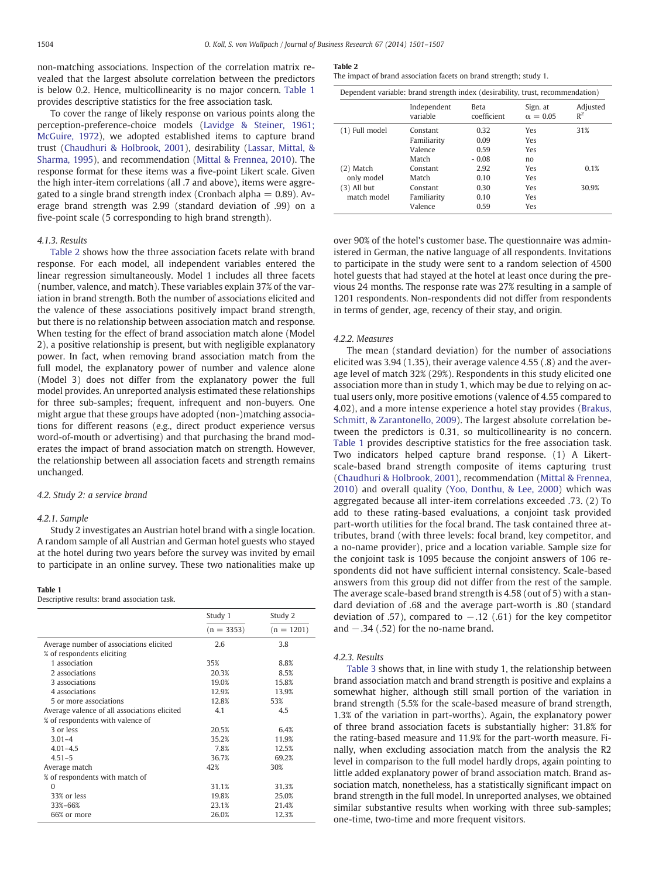non-matching associations. Inspection of the correlation matrix revealed that the largest absolute correlation between the predictors is below 0.2. Hence, multicollinearity is no major concern. Table 1 provides descriptive statistics for the free association task.

To cover the range of likely response on various points along the perception-preference-choice models (Lavidge & Steiner, 1961; McGuire, 1972), we adopted established items to capture brand trust (Chaudhuri & Holbrook, 2001), desirability (Lassar, Mittal, & Sharma, 1995), and recommendation (Mittal & Frennea, 2010). The response format for these items was a five-point Likert scale. Given the high inter-item correlations (all .7 and above), items were aggregated to a single brand strength index (Cronbach alpha = 0.89). Average brand strength was 2.99 (standard deviation of .99) on a five-point scale (5 corresponding to high brand strength).

#### 4.1.3. Results

Table 2 shows how the three association facets relate with brand response. For each model, all independent variables entered the linear regression simultaneously. Model 1 includes all three facets (number, valence, and match). These variables explain 37% of the variation in brand strength. Both the number of associations elicited and the valence of these associations positively impact brand strength, but there is no relationship between association match and response. When testing for the effect of brand association match alone (Model 2), a positive relationship is present, but with negligible explanatory power. In fact, when removing brand association match from the full model, the explanatory power of number and valence alone (Model 3) does not differ from the explanatory power the full model provides. An unreported analysis estimated these relationships for three sub-samples; frequent, infrequent and non-buyers. One might argue that these groups have adopted (non-)matching associations for different reasons (e.g., direct product experience versus word-of-mouth or advertising) and that purchasing the brand moderates the impact of brand association match on strength. However, the relationship between all association facets and strength remains unchanged.

### 4.2. Study 2: a service brand

#### 4.2.1. Sample

Study 2 investigates an Austrian hotel brand with a single location. A random sample of all Austrian and German hotel guests who stayed at the hotel during two years before the survey was invited by email to participate in an online survey. These two nationalities make up over 90% of the hotel's customer base. The questionnaire was administered in German, the native language of all respondents. Invitations to participate in the study were sent to a random selection of 4500 hotel guests that had stayed at the hotel at least once during the previous 24 months. The response rate was 27% resulting in a sample of 1201 respondents. Non-respondents did not differ from respondents in terms of gender, age, recency of their stay, and origin.

**Table 1**
Descriptive results: brand association task.

| | Study 1 (n = 3353) | Study 2 (n = 1201) |
|---|---|---|
| Average number of associations elicited | 2.6 | 3.8 |
| % of respondents eliciting | | |
| 1 association | 35% | 8.8% |
| 2 associations | 20.3% | 8.5% |
| 3 associations | 19.0% | 15.8% |
| 4 associations | 12.9% | 13.9% |
| 5 or more associations | 12.8% | 53% |
| Average valence of all associations elicited | 4.1 | 4.5 |
| % of respondents with valence of | | |
| 3 or less | 20.5% | 6.4% |
| 3.01–4 | 35.2% | 11.9% |
| 4.01–4.5 | 7.8% | 12.5% |
| 4.51–5 | 36.7% | 69.2% |
| Average match | 42% | 30% |
| % of respondents with match of | | |
| 0 | 31.1% | 31.3% |
| 33% or less | 19.8% | 25.0% |
| 33%–66% | 23.1% | 21.4% |
| 66% or more | 26.0% | 12.3% |

**Table 2**
The impact of brand association facets on brand strength; study 1.

| Dependent variable: brand strength index (desirability, trust, recommendation) | | | | |
|---|---|---|---|---|
| | Independent variable | Beta coefficient | Sign. at $\alpha = 0.05$ | Adjusted $R^2$ |
| (1) Full model | Constant | 0.32 | Yes | 31% |
| | Familiarity | 0.09 | Yes | |
| | Valence | 0.59 | Yes | |
| | Match | −0.08 | no | |
| (2) Match only model | Constant | 2.92 | Yes | 0.1% |
| | Match | 0.10 | Yes | |
| (3) All but match model | Constant | 0.30 | Yes | 30.9% |
| | Familiarity | 0.10 | Yes | |
| | Valence | 0.59 | Yes | |

#### 4.2.2. Measures

The mean (standard deviation) for the number of associations elicited was 3.94 (1.35), their average valence 4.55 (.8) and the average level of match 32% (29%). Respondents in this study elicited one association more than in study 1, which may be due to relying on actual users only, more positive emotions (valence of 4.55 compared to 4.02), and a more intense experience a hotel stay provides (Brakus, Schmitt, & Zarantonello, 2009). The largest absolute correlation between the predictors is 0.31, so multicollinearity is no concern. Table 1 provides descriptive statistics for the free association task. Two indicators helped capture brand response. (1) A Likert-scale-based brand strength composite of items capturing trust (Chaudhuri & Holbrook, 2001), recommendation (Mittal & Frennea, 2010) and overall quality (Yoo, Donthu, & Lee, 2000) which was aggregated because all inter-item correlations exceeded .73. (2) To add to these rating-based evaluations, a conjoint task provided part-worth utilities for the focal brand. The task contained three attributes, brand (with three levels: focal brand, key competitor, and a no-name provider), price and a location variable. Sample size for the conjoint task is 1095 because the conjoint answers of 106 respondents did not have sufficient internal consistency. Scale-based answers from this group did not differ from the rest of the sample. The average scale-based brand strength is 4.58 (out of 5) with a standard deviation of .68 and the average part-worth is .80 (standard deviation of .57), compared to −.12 (.61) for the key competitor and −.34 (.52) for the no-name brand.

#### 4.2.3. Results

Table 3 shows that, in line with study 1, the relationship between brand association match and brand strength is positive and explains a somewhat higher, although still small portion of the variation in brand strength (5.5% for the scale-based measure of brand strength, 1.3% of the variation in part-worths). Again, the explanatory power of three brand association facets is substantially higher: 31.8% for the rating-based measure and 11.9% for the part-worth measure. Finally, when excluding association match from the analysis the R2 level in comparison to the full model hardly drops, again pointing to little added explanatory power of brand association match. Brand association match, nonetheless, has a statistically significant impact on brand strength in the full model. In unreported analyses, we obtained similar substantive results when working with three sub-samples; one-time, two-time and more frequent visitors.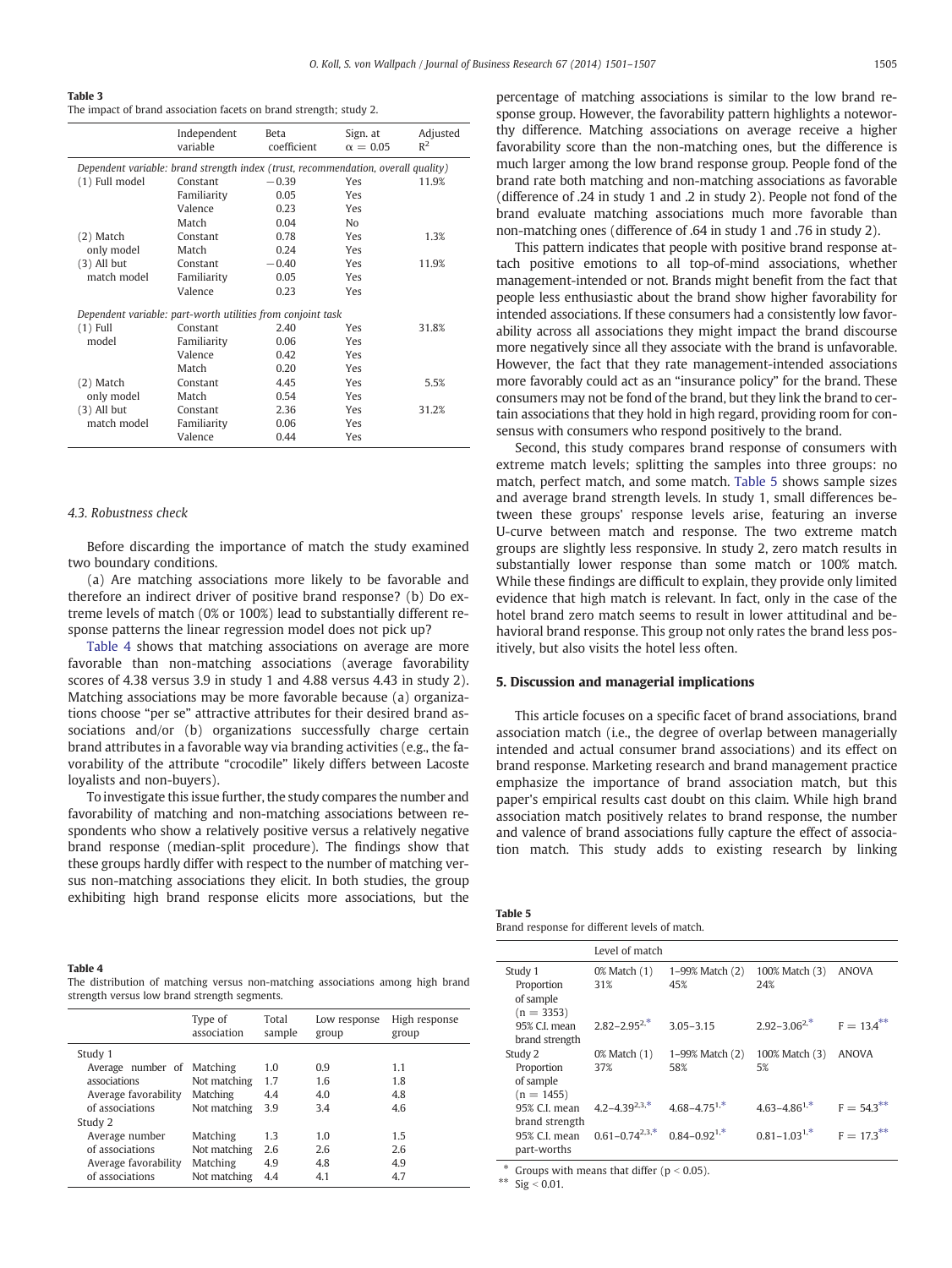**Table 3**
The impact of brand association facets on brand strength; study 2.

| | Independent variable | Beta coefficient | Sign. at $\alpha = 0.05$ | Adjusted $R^2$ |
|---|---|---|---|---|
| *Dependent variable: brand strength index (trust, recommendation, overall quality)* | | | | |
| (1) Full model | Constant | −0.39 | Yes | 11.9% |
| | Familiarity | 0.05 | Yes | |
| | Valence | 0.23 | Yes | |
| | Match | 0.04 | No | |
| (2) Match only model | Constant | 0.78 | Yes | 1.3% |
| | Match | 0.24 | Yes | |
| (3) All but match model | Constant | −0.40 | Yes | 11.9% |
| | Familiarity | 0.05 | Yes | |
| | Valence | 0.23 | Yes | |
| *Dependent variable: part-worth utilities from conjoint task* | | | | |
| (1) Full model | Constant | 2.40 | Yes | 31.8% |
| | Familiarity | 0.06 | Yes | |
| | Valence | 0.42 | Yes | |
| | Match | 0.20 | Yes | |
| (2) Match only model | Constant | 4.45 | Yes | 5.5% |
| | Match | 0.54 | Yes | |
| (3) All but match model | Constant | 2.36 | Yes | 31.2% |
| | Familiarity | 0.06 | Yes | |
| | Valence | 0.44 | Yes | |

### 4.3. Robustness check

Before discarding the importance of match the study examined two boundary conditions.

(a) Are matching associations more likely to be favorable and therefore an indirect driver of positive brand response? (b) Do extreme levels of match (0% or 100%) lead to substantially different response patterns the linear regression model does not pick up?

Table 4 shows that matching associations on average are more favorable than non-matching associations (average favorability scores of 4.38 versus 3.9 in study 1 and 4.88 versus 4.43 in study 2). Matching associations may be more favorable because (a) organizations choose "per se" attractive attributes for their desired brand associations and/or (b) organizations successfully charge certain brand attributes in a favorable way via branding activities (e.g., the favorability of the attribute "crocodile" likely differs between Lacoste loyalists and non-buyers).

To investigate this issue further, the study compares the number and favorability of matching and non-matching associations between respondents who show a relatively positive versus a relatively negative brand response (median-split procedure). The findings show that these groups hardly differ with respect to the number of matching versus non-matching associations they elicit. In both studies, the group exhibiting high brand response elicits more associations, but the percentage of matching associations is similar to the low brand response group. However, the favorability pattern highlights a noteworthy difference. Matching associations on average receive a higher favorability score than the non-matching ones, but the difference is much larger among the low brand response group. People fond of the brand rate both matching and non-matching associations as favorable (difference of .24 in study 1 and .2 in study 2). People not fond of the brand evaluate matching associations much more favorable than non-matching ones (difference of .64 in study 1 and .76 in study 2).

This pattern indicates that people with positive brand response attach positive emotions to all top-of-mind associations, whether management-intended or not. Brands might benefit from the fact that people less enthusiastic about the brand show higher favorability for intended associations. If these consumers had a consistently low favorability across all associations they might impact the brand discourse more negatively since all they associate with the brand is unfavorable. However, the fact that they rate management-intended associations more favorably could act as an "insurance policy" for the brand. These consumers may not be fond of the brand, but they link the brand to certain associations that they hold in high regard, providing room for consensus with consumers who respond positively to the brand.

Second, this study compares brand response of consumers with extreme match levels; splitting the samples into three groups: no match, perfect match, and some match. Table 5 shows sample sizes and average brand strength levels. In study 1, small differences between these groups' response levels arise, featuring an inverse U-curve between match and response. The two extreme match groups are slightly less responsive. In study 2, zero match results in substantially lower response than some match or 100% match. While these findings are difficult to explain, they provide only limited evidence that high match is relevant. In fact, only in the case of the hotel brand zero match seems to result in lower attitudinal and behavioral brand response. This group not only rates the brand less positively, but also visits the hotel less often.

## 5. Discussion and managerial implications

This article focuses on a specific facet of brand associations, brand association match (i.e., the degree of overlap between managerially intended and actual consumer brand associations) and its effect on brand response. Marketing research and brand management practice emphasize the importance of brand association match, but this paper's empirical results cast doubt on this claim. While high brand association match positively relates to brand response, the number and valence of brand associations fully capture the effect of association match. This study adds to existing research by linking

**Table 4**
The distribution of matching versus non-matching associations among high brand strength versus low brand strength segments.

| | Type of association | Total sample | Low response group | High response group |
|---|---|---|---|---|
| Study 1 | | | | |
| Average number of associations | Matching | 1.0 | 0.9 | 1.1 |
| | Not matching | 1.7 | 1.6 | 1.8 |
| Average favorability of associations | Matching | 4.4 | 4.0 | 4.8 |
| | Not matching | 3.9 | 3.4 | 4.6 |
| Study 2 | | | | |
| Average number of associations | Matching | 1.3 | 1.0 | 1.5 |
| | Not matching | 2.6 | 2.6 | 2.6 |
| Average favorability of associations | Matching | 4.9 | 4.8 | 4.9 |
| | Not matching | 4.4 | 4.1 | 4.7 |

**Table 5**
Brand response for different levels of match.

| | Level of match | | | |
|---|---|---|---|---|
| Study 1 Proportion of sample ($n = 3353$) | 0% Match (1) 31% | 1–99% Match (2) 45% | 100% Match (3) 24% | ANOVA |
| 95% C.I. mean brand strength | 2.82–2.95[2,*] | 3.05–3.15 | 2.92–3.06[2,*] | $F = 13.4$[**] |
| Study 2 Proportion of sample ($n = 1455$) | 0% Match (1) 37% | 1–99% Match (2) 58% | 100% Match (3) 5% | ANOVA |
| 95% C.I. mean brand strength | 4.2–4.39[2,3,*] | 4.68–4.75[1,*] | 4.63–4.86[1,*] | $F = 54.3$[**] |
| 95% C.I. mean part-worths | 0.61–0.74[2,3,*] | 0.84–0.92[1,*] | 0.81–1.03[1,*] | $F = 17.3$[**] |

\* Groups with means that differ ($p < 0.05$).
\*\* Sig < 0.01.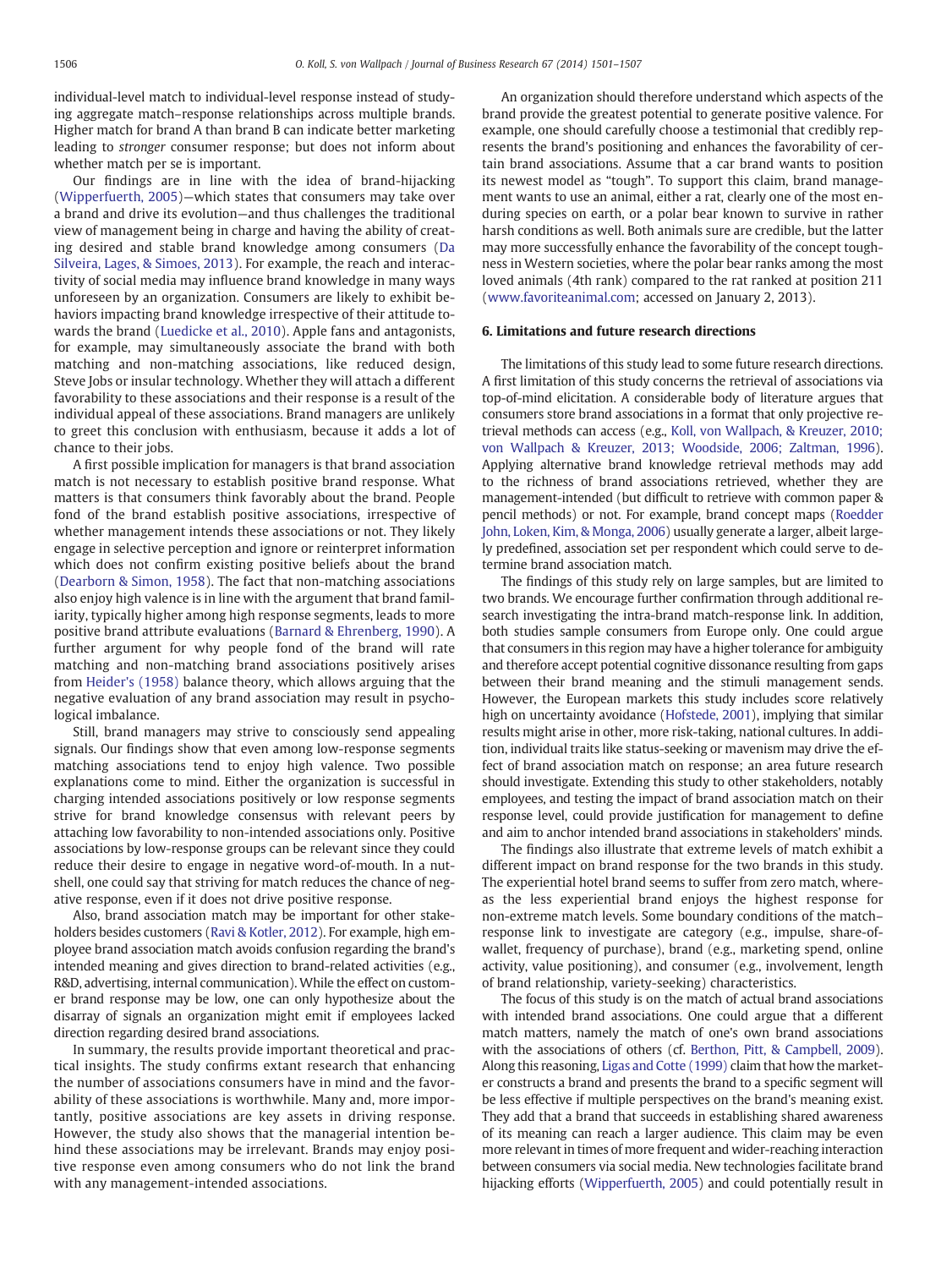individual-level match to individual-level response instead of studying aggregate match–response relationships across multiple brands. Higher match for brand A than brand B can indicate better marketing leading to *stronger* consumer response; but does not inform about whether match per se is important.

Our findings are in line with the idea of brand-hijacking (Wipperfuerth, 2005)—which states that consumers may take over a brand and drive its evolution—and thus challenges the traditional view of management being in charge and having the ability of creating desired and stable brand knowledge among consumers (Da Silveira, Lages, & Simoes, 2013). For example, the reach and interactivity of social media may influence brand knowledge in many ways unforeseen by an organization. Consumers are likely to exhibit behaviors impacting brand knowledge irrespective of their attitude towards the brand (Luedicke et al., 2010). Apple fans and antagonists, for example, may simultaneously associate the brand with both matching and non-matching associations, like reduced design, Steve Jobs or insular technology. Whether they will attach a different favorability to these associations and their response is a result of the individual appeal of these associations. Brand managers are unlikely to greet this conclusion with enthusiasm, because it adds a lot of chance to their jobs.

A first possible implication for managers is that brand association match is not necessary to establish positive brand response. What matters is that consumers think favorably about the brand. People fond of the brand establish positive associations, irrespective of whether management intends these associations or not. They likely engage in selective perception and ignore or reinterpret information which does not confirm existing positive beliefs about the brand (Dearborn & Simon, 1958). The fact that non-matching associations also enjoy high valence is in line with the argument that brand familiarity, typically higher among high response segments, leads to more positive brand attribute evaluations (Barnard & Ehrenberg, 1990). A further argument for why people fond of the brand will rate matching and non-matching brand associations positively arises from Heider's (1958) balance theory, which allows arguing that the negative evaluation of any brand association may result in psychological imbalance.

Still, brand managers may strive to consciously send appealing signals. Our findings show that even among low-response segments matching associations tend to enjoy high valence. Two possible explanations come to mind. Either the organization is successful in charging intended associations positively or low response segments strive for brand knowledge consensus with relevant peers by attaching low favorability to non-intended associations only. Positive associations by low-response groups can be relevant since they could reduce their desire to engage in negative word-of-mouth. In a nutshell, one could say that striving for match reduces the chance of negative response, even if it does not drive positive response.

Also, brand association match may be important for other stakeholders besides customers (Ravi & Kotler, 2012). For example, high employee brand association match avoids confusion regarding the brand's intended meaning and gives direction to brand-related activities (e.g., R&D, advertising, internal communication). While the effect on customer brand response may be low, one can only hypothesize about the disarray of signals an organization might emit if employees lacked direction regarding desired brand associations.

In summary, the results provide important theoretical and practical insights. The study confirms extant research that enhancing the number of associations consumers have in mind and the favorability of these associations is worthwhile. Many and, more importantly, positive associations are key assets in driving response. However, the study also shows that the managerial intention behind these associations may be irrelevant. Brands may enjoy positive response even among consumers who do not link the brand with any management-intended associations.

An organization should therefore understand which aspects of the brand provide the greatest potential to generate positive valence. For example, one should carefully choose a testimonial that credibly represents the brand's positioning and enhances the favorability of certain brand associations. Assume that a car brand wants to position its newest model as "tough". To support this claim, brand management wants to use an animal, either a rat, clearly one of the most enduring species on earth, or a polar bear known to survive in rather harsh conditions as well. Both animals sure are credible, but the latter may more successfully enhance the favorability of the concept toughness in Western societies, where the polar bear ranks among the most loved animals (4th rank) compared to the rat ranked at position 211 (www.favoriteanimal.com; accessed on January 2, 2013).

## 6. Limitations and future research directions

The limitations of this study lead to some future research directions. A first limitation of this study concerns the retrieval of associations via top-of-mind elicitation. A considerable body of literature argues that consumers store brand associations in a format that only projective retrieval methods can access (e.g., Koll, von Wallpach, & Kreuzer, 2010; von Wallpach & Kreuzer, 2013; Woodside, 2006; Zaltman, 1996). Applying alternative brand knowledge retrieval methods may add to the richness of brand associations retrieved, whether they are management-intended (but difficult to retrieve with common paper & pencil methods) or not. For example, brand concept maps (Roedder John, Loken, Kim, & Monga, 2006) usually generate a larger, albeit largely predefined, association set per respondent which could serve to determine brand association match.

The findings of this study rely on large samples, but are limited to two brands. We encourage further confirmation through additional research investigating the intra-brand match-response link. In addition, both studies sample consumers from Europe only. One could argue that consumers in this region may have a higher tolerance for ambiguity and therefore accept potential cognitive dissonance resulting from gaps between their brand meaning and the stimuli management sends. However, the European markets this study includes score relatively high on uncertainty avoidance (Hofstede, 2001), implying that similar results might arise in other, more risk-taking, national cultures. In addition, individual traits like status-seeking or mavenism may drive the effect of brand association match on response; an area future research should investigate. Extending this study to other stakeholders, notably employees, and testing the impact of brand association match on their response level, could provide justification for management to define and aim to anchor intended brand associations in stakeholders' minds.

The findings also illustrate that extreme levels of match exhibit a different impact on brand response for the two brands in this study. The experiential hotel brand seems to suffer from zero match, whereas the less experiential brand enjoys the highest response for non-extreme match levels. Some boundary conditions of the match–response link to investigate are category (e.g., impulse, share-of-wallet, frequency of purchase), brand (e.g., marketing spend, online activity, value positioning), and consumer (e.g., involvement, length of brand relationship, variety-seeking) characteristics.

The focus of this study is on the match of actual brand associations with intended brand associations. One could argue that a different match matters, namely the match of one's own brand associations with the associations of others (cf. Berthon, Pitt, & Campbell, 2009). Along this reasoning, Ligas and Cotte (1999) claim that how the marketer constructs a brand and presents the brand to a specific segment will be less effective if multiple perspectives on the brand's meaning exist. They add that a brand that succeeds in establishing shared awareness of its meaning can reach a larger audience. This claim may be even more relevant in times of more frequent and wider-reaching interaction between consumers via social media. New technologies facilitate brand hijacking efforts (Wipperfuerth, 2005) and could potentially result in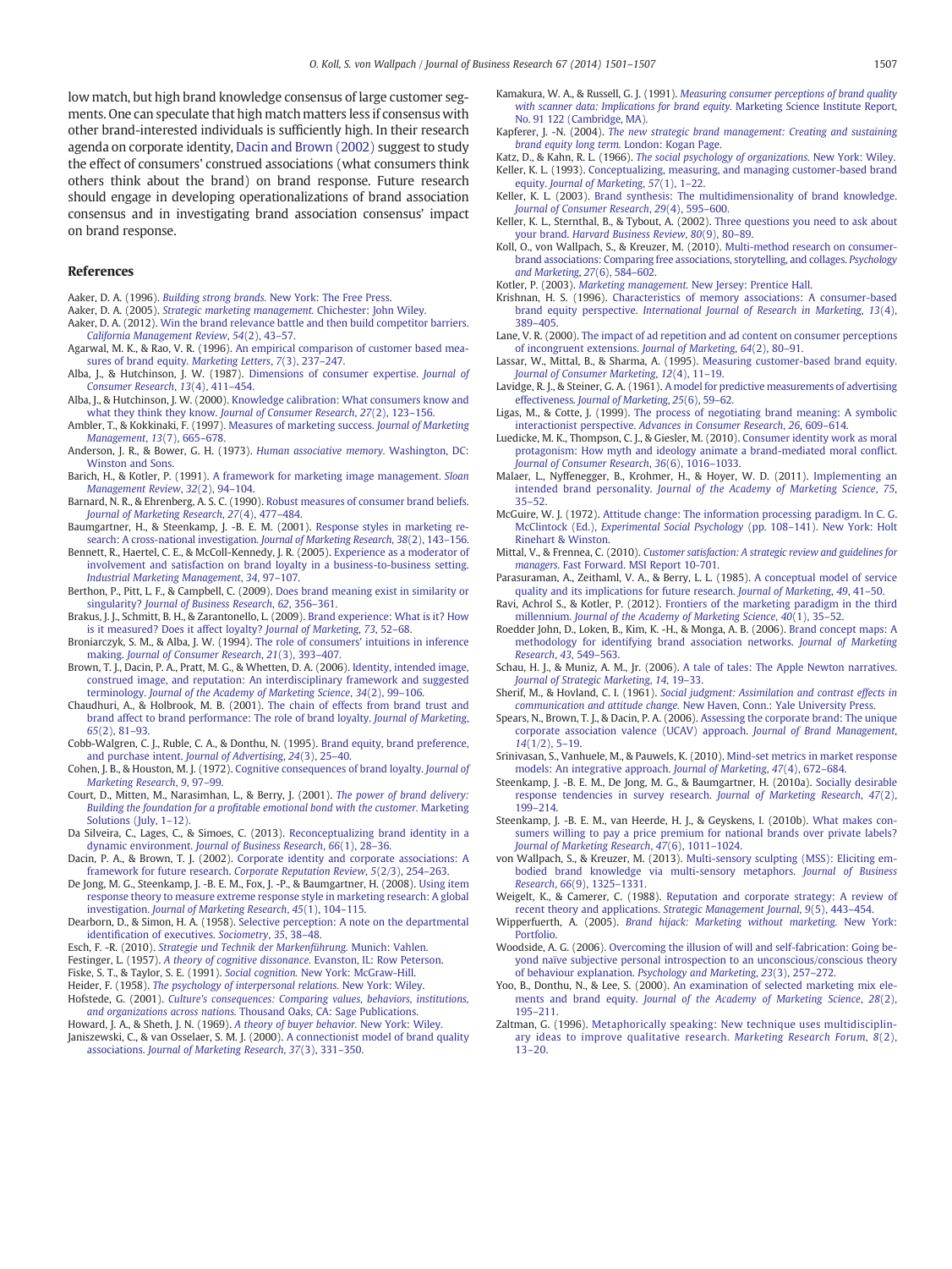low match, but high brand knowledge consensus of large customer segments. One can speculate that high match matters less if consensus with other brand-interested individuals is sufficiently high. In their research agenda on corporate identity, Dacin and Brown (2002) suggest to study the effect of consumers' construed associations (what consumers think others think about the brand) on brand response. Future research should engage in developing operationalizations of brand association consensus and in investigating brand association consensus' impact on brand response.

## References

Aaker, D. A. (1996). *Building strong brands.* New York: The Free Press.

Aaker, D. A. (2005). *Strategic marketing management.* Chichester: John Wiley.

Aaker, D. A. (2012). Win the brand relevance battle and then build competitor barriers. *California Management Review*, *54*(2), 43–57.

Agarwal, M. K., & Rao, V. R. (1996). An empirical comparison of customer based measures of brand equity. *Marketing Letters*, *7*(3), 237–247.

Alba, J., & Hutchinson, J. W. (1987). Dimensions of consumer expertise. *Journal of Consumer Research*, *13*(4), 411–454.

Alba, J., & Hutchinson, J. W. (2000). Knowledge calibration: What consumers know and what they think they know. *Journal of Consumer Research*, *27*(2), 123–156.

Ambler, T., & Kokkinaki, F. (1997). Measures of marketing success. *Journal of Marketing Management*, *13*(7), 665–678.

Anderson, J. R., & Bower, G. H. (1973). *Human associative memory.* Washington, DC: Winston and Sons.

Barich, H., & Kotler, P. (1991). A framework for marketing image management. *Sloan Management Review*, *32*(2), 94–104.

Barnard, N. R., & Ehrenberg, A. S. C. (1990). Robust measures of consumer brand beliefs. *Journal of Marketing Research*, *27*(4), 477–484.

Baumgartner, H., & Steenkamp, J. -B. E. M. (2001). Response styles in marketing research: A cross-national investigation. *Journal of Marketing Research*, *38*(2), 143–156.

Bennett, R., Haertel, C. E., & McColl-Kennedy, J. R. (2005). Experience as a moderator of involvement and satisfaction on brand loyalty in a business-to-business setting. *Industrial Marketing Management*, *34*, 97–107.

Berthon, P., Pitt, L. F., & Campbell, C. (2009). Does brand meaning exist in similarity or singularity? *Journal of Business Research*, *62*, 356–361.

Brakus, J. J., Schmitt, B. H., & Zarantonello, L. (2009). Brand experience: What is it? How is it measured? Does it affect loyalty? *Journal of Marketing*, *73*, 52–68.

Broniarczyk, S. M., & Alba, J. W. (1994). The role of consumers' intuitions in inference making. *Journal of Consumer Research*, *21*(3), 393–407.

Brown, T. J., Dacin, P. A., Pratt, M. G., & Whetten, D. A. (2006). Identity, intended image, construed image, and reputation: An interdisciplinary framework and suggested terminology. *Journal of the Academy of Marketing Science*, *34*(2), 99–106.

Chaudhuri, A., & Holbrook, M. B. (2001). The chain of effects from brand trust and brand affect to brand performance: The role of brand loyalty. *Journal of Marketing*, *65*(2), 81–93.

Cobb-Walgren, C. J., Ruble, C. A., & Donthu, N. (1995). Brand equity, brand preference, and purchase intent. *Journal of Advertising*, *24*(3), 25–40.

Cohen, J. B., & Houston, M. J. (1972). Cognitive consequences of brand loyalty. *Journal of Marketing Research*, *9*, 97–99.

Court, D., Mitten, M., Narasimhan, L., & Berry, J. (2001). *The power of brand delivery: Building the foundation for a profitable emotional bond with the customer.* Marketing Solutions (July, 1–12).

Da Silveira, C., Lages, C., & Simoes, C. (2013). Reconceptualizing brand identity in a dynamic environment. *Journal of Business Research*, *66*(1), 28–36.

Dacin, P. A., & Brown, T. J. (2002). Corporate identity and corporate associations: A framework for future research. *Corporate Reputation Review*, *5*(2/3), 254–263.

De Jong, M. G., Steenkamp, J. -B. E. M., Fox, J. -P., & Baumgartner, H. (2008). Using item response theory to measure extreme response style in marketing research: A global investigation. *Journal of Marketing Research*, *45*(1), 104–115.

Dearborn, D., & Simon, H. A. (1958). Selective perception: A note on the departmental identification of executives. *Sociometry*, *35*, 38–48.

Esch, F. -R. (2010). *Strategie und Technik der Markenführung.* Munich: Vahlen.

Festinger, L. (1957). *A theory of cognitive dissonance.* Evanston, IL: Row Peterson.

Fiske, S. T., & Taylor, S. E. (1991). *Social cognition.* New York: McGraw-Hill.

Heider, F. (1958). *The psychology of interpersonal relations.* New York: Wiley.

Hofstede, G. (2001). *Culture's consequences: Comparing values, behaviors, institutions, and organizations across nations.* Thousand Oaks, CA: Sage Publications.

Howard, J. A., & Sheth, J. N. (1969). *A theory of buyer behavior.* New York: Wiley.

Janiszewski, C., & van Osselaer, S. M. J. (2000). A connectionist model of brand quality associations. *Journal of Marketing Research*, *37*(3), 331–350.

Kamakura, W. A., & Russell, G. J. (1991). *Measuring consumer perceptions of brand quality with scanner data: Implications for brand equity.* Marketing Science Institute Report, No. 91 122 (Cambridge, MA).

Kapferer, J. -N. (2004). *The new strategic brand management: Creating and sustaining brand equity long term.* London: Kogan Page.

Katz, D., & Kahn, R. L. (1966). *The social psychology of organizations.* New York: Wiley.

Keller, K. L. (1993). Conceptualizing, measuring, and managing customer-based brand equity. *Journal of Marketing*, *57*(1), 1–22.

Keller, K. L. (2003). Brand synthesis: The multidimensionality of brand knowledge. *Journal of Consumer Research*, *29*(4), 595–600.

Keller, K. L., Sternthal, B., & Tybout, A. (2002). Three questions you need to ask about your brand. *Harvard Business Review*, *80*(9), 80–89.

Koll, O., von Wallpach, S., & Kreuzer, M. (2010). Multi-method research on consumer-brand associations: Comparing free associations, storytelling, and collages. *Psychology and Marketing*, *27*(6), 584–602.

Kotler, P. (2003). *Marketing management.* New Jersey: Prentice Hall.

Krishnan, H. S. (1996). Characteristics of memory associations: A consumer-based brand equity perspective. *International Journal of Research in Marketing*, *13*(4), 389–405.

Lane, V. R. (2000). The impact of ad repetition and ad content on consumer perceptions of incongruent extensions. *Journal of Marketing*, *64*(2), 80–91.

Lassar, W., Mittal, B., & Sharma, A. (1995). Measuring customer-based brand equity. *Journal of Consumer Marketing*, *12*(4), 11–19.

Lavidge, R. J., & Steiner, G. A. (1961). A model for predictive measurements of advertising effectiveness. *Journal of Marketing*, *25*(6), 59–62.

Ligas, M., & Cotte, J. (1999). The process of negotiating brand meaning: A symbolic interactionist perspective. *Advances in Consumer Research*, *26*, 609–614.

Luedicke, M. K., Thompson, C. J., & Giesler, M. (2010). Consumer identity work as moral protagonism: How myth and ideology animate a brand-mediated moral conflict. *Journal of Consumer Research*, *36*(6), 1016–1033.

Malaer, L., Nyffenegger, B., Krohmer, H., & Hoyer, W. D. (2011). Implementing an intended brand personality. *Journal of the Academy of Marketing Science*, *75*, 35–52.

McGuire, W. J. (1972). Attitude change: The information processing paradigm. In C. G. McClintock (Ed.), *Experimental Social Psychology* (pp. 108–141). New York: Holt Rinehart & Winston.

Mittal, V., & Frennea, C. (2010). *Customer satisfaction: A strategic review and guidelines for managers.* Fast Forward. MSI Report 10-701.

Parasuraman, A., Zeithaml, V. A., & Berry, L. L. (1985). A conceptual model of service quality and its implications for future research. *Journal of Marketing*, *49*, 41–50.

Ravi, Achrol S., & Kotler, P. (2012). Frontiers of the marketing paradigm in the third millennium. *Journal of the Academy of Marketing Science*, *40*(1), 35–52.

Roedder John, D., Loken, B., Kim, K. -H., & Monga, A. B. (2006). Brand concept maps: A methodology for identifying brand association networks. *Journal of Marketing Research*, *43*, 549–563.

Schau, H. J., & Muniz, A. M., Jr. (2006). A tale of tales: The Apple Newton narratives. *Journal of Strategic Marketing*, *14*, 19–33.

Sherif, M., & Hovland, C. I. (1961). *Social judgment: Assimilation and contrast effects in communication and attitude change.* New Haven, Conn.: Yale University Press.

Spears, N., Brown, T. J., & Dacin, P. A. (2006). Assessing the corporate brand: The unique corporate association valence (UCAV) approach. *Journal of Brand Management*, *14*(1/2), 5–19.

Srinivasan, S., Vanhuele, M., & Pauwels, K. (2010). Mind-set metrics in market response models: An integrative approach. *Journal of Marketing*, *47*(4), 672–684.

Steenkamp, J. -B. E. M., De Jong, M. G., & Baumgartner, H. (2010a). Socially desirable response tendencies in survey research. *Journal of Marketing Research*, *47*(2), 199–214.

Steenkamp, J. -B. E. M., van Heerde, H. J., & Geyskens, I. (2010b). What makes consumers willing to pay a price premium for national brands over private labels? *Journal of Marketing Research*, *47*(6), 1011–1024.

von Wallpach, S., & Kreuzer, M. (2013). Multi-sensory sculpting (MSS): Eliciting embodied brand knowledge via multi-sensory metaphors. *Journal of Business Research*, *66*(9), 1325–1331.

Weigelt, K., & Camerer, C. (1988). Reputation and corporate strategy: A review of recent theory and applications. *Strategic Management Journal*, *9*(5), 443–454.

Wipperfuerth, A. (2005). *Brand hijack: Marketing without marketing.* New York: Portfolio.

Woodside, A. (2006). Overcoming the illusion of will and self-fabrication: Going beyond naïve subjective personal introspection to an unconscious/conscious theory of behaviour explanation. *Psychology and Marketing*, *23*(3), 257–272.

Yoo, B., Donthu, N., & Lee, S. (2000). An examination of selected marketing mix elements and brand equity. *Journal of the Academy of Marketing Science*, *28*(2), 195–211.

Zaltman, G. (1996). Metaphorically speaking: New technique uses multidisciplinary ideas to improve qualitative research. *Marketing Research Forum*, *8*(2), 13–20.